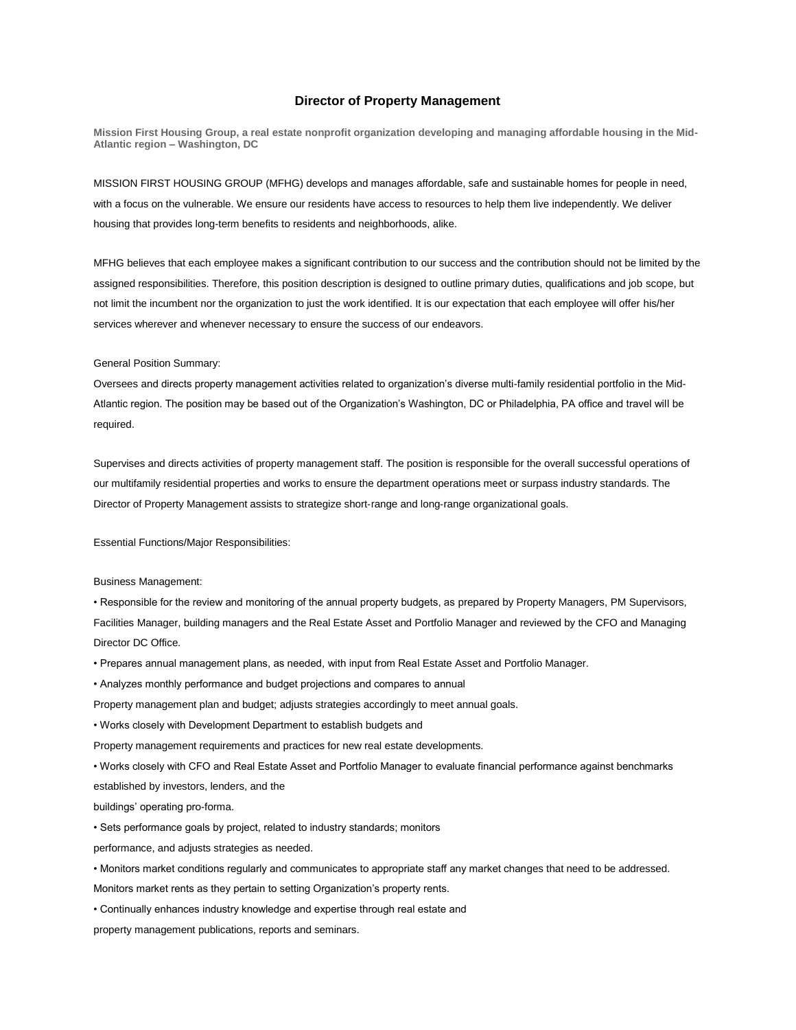# Director of Property Management

**Mission First Housing Group, a real estate nonprofit organization developing and managing affordable housing in the Mid-Atlantic region – Washington, DC**

MISSION FIRST HOUSING GROUP (MFHG) develops and manages affordable, safe and sustainable homes for people in need, with a focus on the vulnerable. We ensure our residents have access to resources to help them live independently. We deliver housing that provides long-term benefits to residents and neighborhoods, alike.

MFHG believes that each employee makes a significant contribution to our success and the contribution should not be limited by the assigned responsibilities. Therefore, this position description is designed to outline primary duties, qualifications and job scope, but not limit the incumbent nor the organization to just the work identified. It is our expectation that each employee will offer his/her services wherever and whenever necessary to ensure the success of our endeavors.

General Position Summary:

Oversees and directs property management activities related to organization's diverse multi-family residential portfolio in the Mid-Atlantic region. The position may be based out of the Organization's Washington, DC or Philadelphia, PA office and travel will be required.

Supervises and directs activities of property management staff. The position is responsible for the overall successful operations of our multifamily residential properties and works to ensure the department operations meet or surpass industry standards. The Director of Property Management assists to strategize short-range and long-range organizational goals.

Essential Functions/Major Responsibilities:

Business Management:

- Responsible for the review and monitoring of the annual property budgets, as prepared by Property Managers, PM Supervisors, Facilities Manager, building managers and the Real Estate Asset and Portfolio Manager and reviewed by the CFO and Managing Director DC Office.
- Prepares annual management plans, as needed, with input from Real Estate Asset and Portfolio Manager.
- Analyzes monthly performance and budget projections and compares to annual Property management plan and budget; adjusts strategies accordingly to meet annual goals.
- Works closely with Development Department to establish budgets and Property management requirements and practices for new real estate developments.
- Works closely with CFO and Real Estate Asset and Portfolio Manager to evaluate financial performance against benchmarks established by investors, lenders, and the buildings' operating pro-forma.
- Sets performance goals by project, related to industry standards; monitors performance, and adjusts strategies as needed.
- Monitors market conditions regularly and communicates to appropriate staff any market changes that need to be addressed. Monitors market rents as they pertain to setting Organization's property rents.
- Continually enhances industry knowledge and expertise through real estate and property management publications, reports and seminars.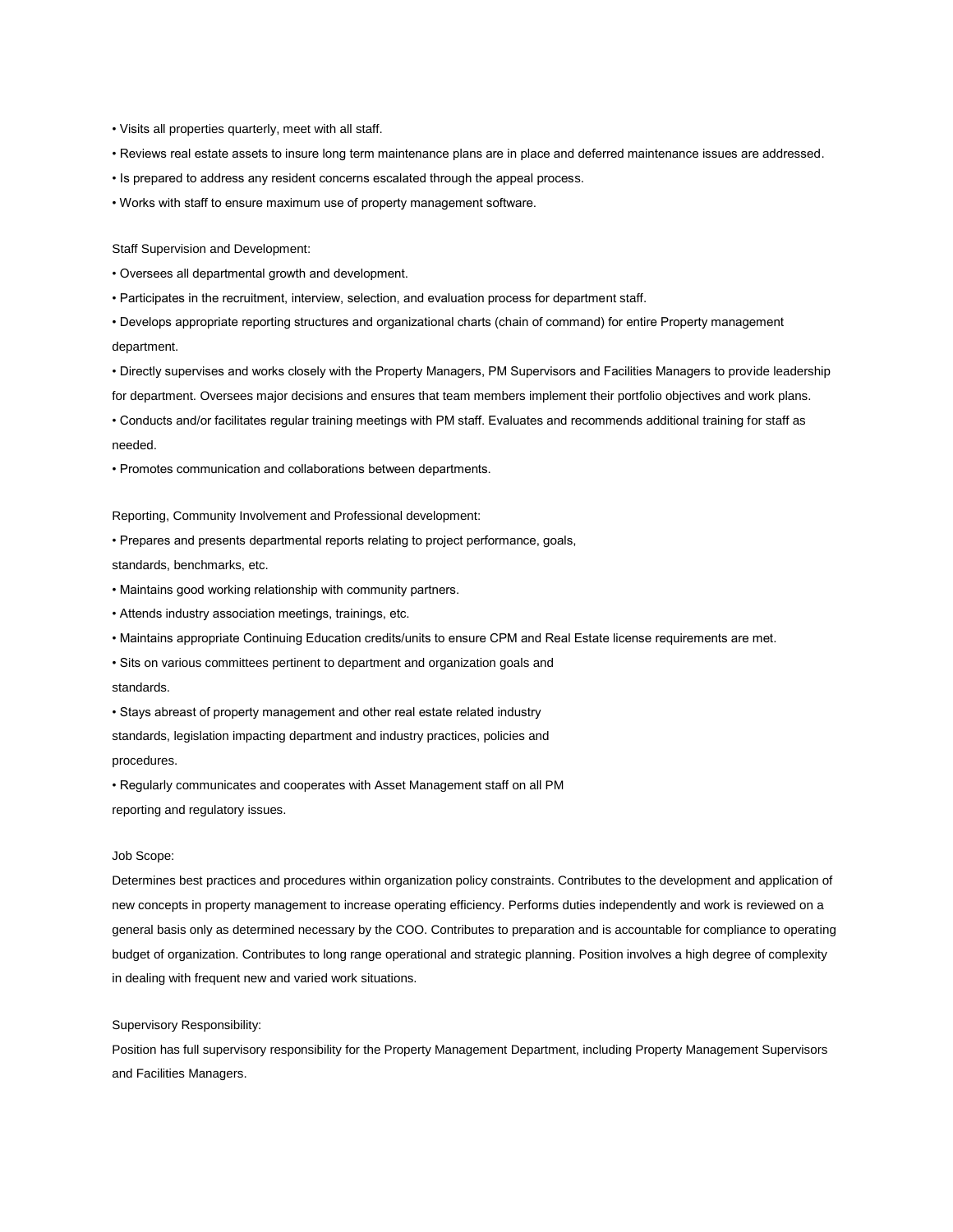- Visits all properties quarterly, meet with all staff.
- Reviews real estate assets to insure long term maintenance plans are in place and deferred maintenance issues are addressed.
- Is prepared to address any resident concerns escalated through the appeal process.
- Works with staff to ensure maximum use of property management software.

Staff Supervision and Development:

- Oversees all departmental growth and development.
- Participates in the recruitment, interview, selection, and evaluation process for department staff.
- Develops appropriate reporting structures and organizational charts (chain of command) for entire Property management department.
- Directly supervises and works closely with the Property Managers, PM Supervisors and Facilities Managers to provide leadership for department. Oversees major decisions and ensures that team members implement their portfolio objectives and work plans.
- Conducts and/or facilitates regular training meetings with PM staff. Evaluates and recommends additional training for staff as needed.
- Promotes communication and collaborations between departments.

Reporting, Community Involvement and Professional development:

- Prepares and presents departmental reports relating to project performance, goals, standards, benchmarks, etc.
- Maintains good working relationship with community partners.
- Attends industry association meetings, trainings, etc.
- Maintains appropriate Continuing Education credits/units to ensure CPM and Real Estate license requirements are met.
- Sits on various committees pertinent to department and organization goals and standards.
- Stays abreast of property management and other real estate related industry standards, legislation impacting department and industry practices, policies and procedures.
- Regularly communicates and cooperates with Asset Management staff on all PM reporting and regulatory issues.

Job Scope:

Determines best practices and procedures within organization policy constraints. Contributes to the development and application of new concepts in property management to increase operating efficiency. Performs duties independently and work is reviewed on a general basis only as determined necessary by the COO. Contributes to preparation and is accountable for compliance to operating budget of organization. Contributes to long range operational and strategic planning. Position involves a high degree of complexity in dealing with frequent new and varied work situations.

Supervisory Responsibility:

Position has full supervisory responsibility for the Property Management Department, including Property Management Supervisors and Facilities Managers.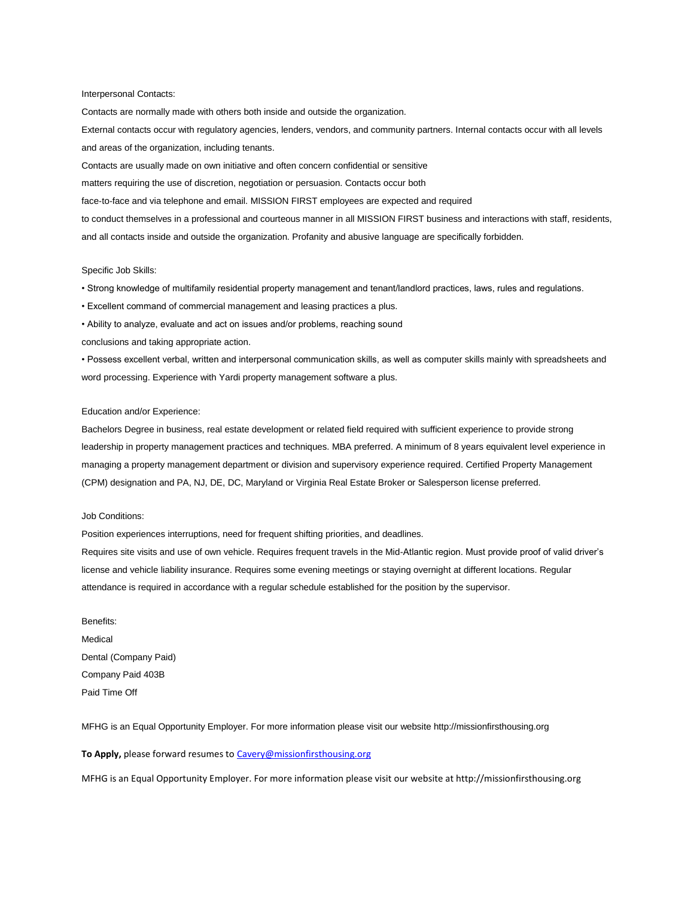Interpersonal Contacts:

Contacts are normally made with others both inside and outside the organization.

External contacts occur with regulatory agencies, lenders, vendors, and community partners. Internal contacts occur with all levels and areas of the organization, including tenants.

Contacts are usually made on own initiative and often concern confidential or sensitive matters requiring the use of discretion, negotiation or persuasion. Contacts occur both face-to-face and via telephone and email. MISSION FIRST employees are expected and required to conduct themselves in a professional and courteous manner in all MISSION FIRST business and interactions with staff, residents, and all contacts inside and outside the organization. Profanity and abusive language are specifically forbidden.

Specific Job Skills:

• Strong knowledge of multifamily residential property management and tenant/landlord practices, laws, rules and regulations.

• Excellent command of commercial management and leasing practices a plus.

• Ability to analyze, evaluate and act on issues and/or problems, reaching sound conclusions and taking appropriate action.

• Possess excellent verbal, written and interpersonal communication skills, as well as computer skills mainly with spreadsheets and word processing. Experience with Yardi property management software a plus.

Education and/or Experience:

Bachelors Degree in business, real estate development or related field required with sufficient experience to provide strong leadership in property management practices and techniques. MBA preferred. A minimum of 8 years equivalent level experience in managing a property management department or division and supervisory experience required. Certified Property Management (CPM) designation and PA, NJ, DE, DC, Maryland or Virginia Real Estate Broker or Salesperson license preferred.

Job Conditions:

Position experiences interruptions, need for frequent shifting priorities, and deadlines.

Requires site visits and use of own vehicle. Requires frequent travels in the Mid-Atlantic region. Must provide proof of valid driver's license and vehicle liability insurance. Requires some evening meetings or staying overnight at different locations. Regular attendance is required in accordance with a regular schedule established for the position by the supervisor.

Benefits:

Medical

Dental (Company Paid)

Company Paid 403B

Paid Time Off

MFHG is an Equal Opportunity Employer. For more information please visit our website http://missionfirsthousing.org

**To Apply,** please forward resumes to Cavery@missionfirsthousing.org

MFHG is an Equal Opportunity Employer. For more information please visit our website at http://missionfirsthousing.org